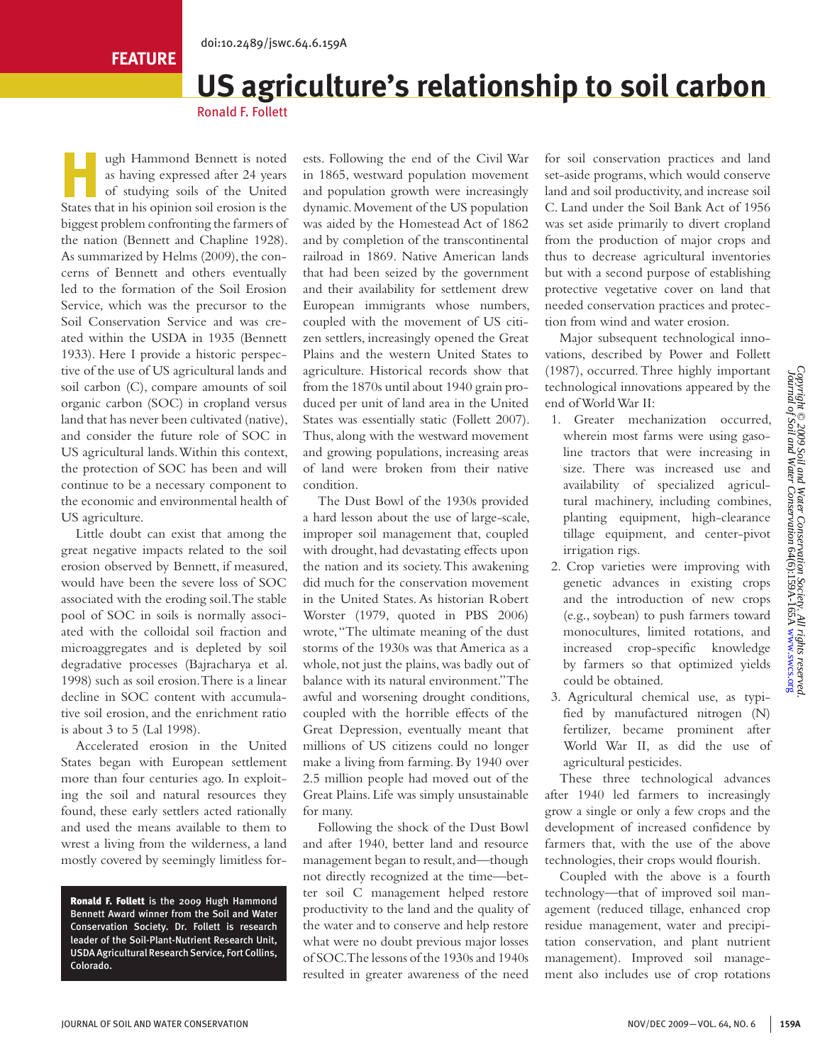FEATURE

doi:10.2489/jswc.64.6.159A

# US agriculture's relationship to soil carbon

Ronald F. Follett

Hugh Hammond Bennett is noted as having expressed after 24 years of studying soils of the United States that in his opinion soil erosion is the biggest problem confronting the farmers of the nation (Bennett and Chapline 1928). As summarized by Helms (2009), the concerns of Bennett and others eventually led to the formation of the Soil Erosion Service, which was the precursor to the Soil Conservation Service and was created within the USDA in 1935 (Bennett 1933). Here I provide a historic perspective of the use of US agricultural lands and soil carbon (C), compare amounts of soil organic carbon (SOC) in cropland versus land that has never been cultivated (native), and consider the future role of SOC in US agricultural lands. Within this context, the protection of SOC has been and will continue to be a necessary component to the economic and environmental health of US agriculture.

Little doubt can exist that among the great negative impacts related to the soil erosion observed by Bennett, if measured, would have been the severe loss of SOC associated with the eroding soil. The stable pool of SOC in soils is normally associated with the colloidal soil fraction and microaggregates and is depleted by soil degradative processes (Bajracharya et al. 1998) such as soil erosion. There is a linear decline in SOC content with accumulative soil erosion, and the enrichment ratio is about 3 to 5 (Lal 1998).

Accelerated erosion in the United States began with European settlement more than four centuries ago. In exploiting the soil and natural resources they found, these early settlers acted rationally and used the means available to them to wrest a living from the wilderness, a land mostly covered by seemingly limitless forests. Following the end of the Civil War in 1865, westward population movement and population growth were increasingly dynamic. Movement of the US population was aided by the Homestead Act of 1862 and by completion of the transcontinental railroad in 1869. Native American lands that had been seized by the government and their availability for settlement drew European immigrants whose numbers, coupled with the movement of US citizen settlers, increasingly opened the Great Plains and the western United States to agriculture. Historical records show that from the 1870s until about 1940 grain produced per unit of land area in the United States was essentially static (Follett 2007). Thus, along with the westward movement and growing populations, increasing areas of land were broken from their native condition.

The Dust Bowl of the 1930s provided a hard lesson about the use of large-scale, improper soil management that, coupled with drought, had devastating effects upon the nation and its society. This awakening did much for the conservation movement in the United States. As historian Robert Worster (1979, quoted in PBS 2006) wrote, "The ultimate meaning of the dust storms of the 1930s was that America as a whole, not just the plains, was badly out of balance with its natural environment." The awful and worsening drought conditions, coupled with the horrible effects of the Great Depression, eventually meant that millions of US citizens could no longer make a living from farming. By 1940 over 2.5 million people had moved out of the Great Plains. Life was simply unsustainable for many.

Following the shock of the Dust Bowl and after 1940, better land and resource management began to result, and—though not directly recognized at the time—better soil C management helped restore productivity to the land and the quality of the water and to conserve and help restore what were no doubt previous major losses of SOC. The lessons of the 1930s and 1940s resulted in greater awareness of the need for soil conservation practices and land set-aside programs, which would conserve land and soil productivity, and increase soil C. Land under the Soil Bank Act of 1956 was set aside primarily to divert cropland from the production of major crops and thus to decrease agricultural inventories but with a second purpose of establishing protective vegetative cover on land that needed conservation practices and protection from wind and water erosion.

Major subsequent technological innovations, described by Power and Follett (1987), occurred. Three highly important technological innovations appeared by the end of World War II:

1. Greater mechanization occurred, wherein most farms were using gasoline tractors that were increasing in size. There was increased use and availability of specialized agricultural machinery, including combines, planting equipment, high-clearance tillage equipment, and center-pivot irrigation rigs.
2. Crop varieties were improving with genetic advances in existing crops and the introduction of new crops (e.g., soybean) to push farmers toward monocultures, limited rotations, and increased crop-specific knowledge by farmers so that optimized yields could be obtained.
3. Agricultural chemical use, as typified by manufactured nitrogen (N) fertilizer, became prominent after World War II, as did the use of agricultural pesticides.

These three technological advances after 1940 led farmers to increasingly grow a single or only a few crops and the development of increased confidence by farmers that, with the use of the above technologies, their crops would flourish.

Coupled with the above is a fourth technology—that of improved soil management (reduced tillage, enhanced crop residue management, water and precipitation conservation, and plant nutrient management). Improved soil management also includes use of crop rotations

**Ronald F. Follett** is the 2009 Hugh Hammond Bennett Award winner from the Soil and Water Conservation Society. Dr. Follett is research leader of the Soil-Plant-Nutrient Research Unit, USDA Agricultural Research Service, Fort Collins, Colorado.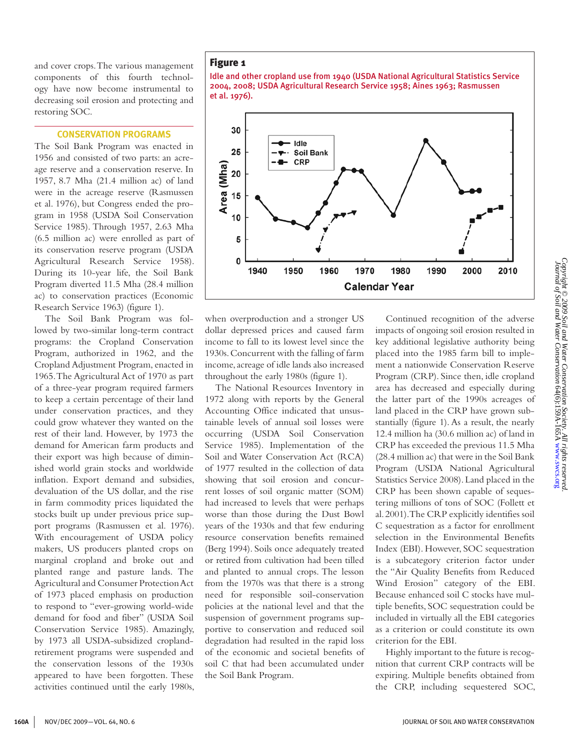and cover crops. The various management components of this fourth technology have now become instrumental to decreasing soil erosion and protecting and restoring SOC.

## CONSERVATION PROGRAMS

The Soil Bank Program was enacted in 1956 and consisted of two parts: an acreage reserve and a conservation reserve. In 1957, 8.7 Mha (21.4 million ac) of land were in the acreage reserve (Rasmussen et al. 1976), but Congress ended the program in 1958 (USDA Soil Conservation Service 1985). Through 1957, 2.63 Mha (6.5 million ac) were enrolled as part of its conservation reserve program (USDA Agricultural Research Service 1958). During its 10-year life, the Soil Bank Program diverted 11.5 Mha (28.4 million ac) to conservation practices (Economic Research Service 1963) (figure 1).

The Soil Bank Program was followed by two-similar long-term contract programs: the Cropland Conservation Program, authorized in 1962, and the Cropland Adjustment Program, enacted in 1965. The Agricultural Act of 1970 as part of a three-year program required farmers to keep a certain percentage of their land under conservation practices, and they could grow whatever they wanted on the rest of their land. However, by 1973 the demand for American farm products and their export was high because of diminished world grain stocks and worldwide inflation. Export demand and subsidies, devaluation of the US dollar, and the rise in farm commodity prices liquidated the stocks built up under previous price support programs (Rasmussen et al. 1976). With encouragement of USDA policy makers, US producers planted crops on marginal cropland and broke out and planted range and pasture lands. The Agricultural and Consumer Protection Act of 1973 placed emphasis on production to respond to "ever-growing world-wide demand for food and fiber" (USDA Soil Conservation Service 1985). Amazingly, by 1973 all USDA-subsidized cropland-retirement programs were suspended and the conservation lessons of the 1930s appeared to have been forgotten. These activities continued until the early 1980s, when overproduction and a stronger US dollar depressed prices and caused farm income to fall to its lowest level since the 1930s. Concurrent with the falling of farm income, acreage of idle lands also increased throughout the early 1980s (figure 1).

**Figure 1**

Idle and other cropland use from 1940 (USDA National Agricultural Statistics Service 2004, 2008; USDA Agricultural Research Service 1958; Aines 1963; Rasmussen et al. 1976).

The National Resources Inventory in 1972 along with reports by the General Accounting Office indicated that unsustainable levels of annual soil losses were occurring (USDA Soil Conservation Service 1985). Implementation of the Soil and Water Conservation Act (RCA) of 1977 resulted in the collection of data showing that soil erosion and concurrent losses of soil organic matter (SOM) had increased to levels that were perhaps worse than those during the Dust Bowl years of the 1930s and that few enduring resource conservation benefits remained (Berg 1994). Soils once adequately treated or retired from cultivation had been tilled and planted to annual crops. The lesson from the 1970s was that there is a strong need for responsible soil-conservation policies at the national level and that the suspension of government programs supportive to conservation and reduced soil degradation had resulted in the rapid loss of the economic and societal benefits of soil C that had been accumulated under the Soil Bank Program.

Continued recognition of the adverse impacts of ongoing soil erosion resulted in key additional legislative authority being placed into the 1985 farm bill to implement a nationwide Conservation Reserve Program (CRP). Since then, idle cropland area has decreased and especially during the latter part of the 1990s acreages of land placed in the CRP have grown substantially (figure 1). As a result, the nearly 12.4 million ha (30.6 million ac) of land in CRP has exceeded the previous 11.5 Mha (28.4 million ac) that were in the Soil Bank Program (USDA National Agricultural Statistics Service 2008). Land placed in the CRP has been shown capable of sequestering millions of tons of SOC (Follett et al. 2001). The CRP explicitly identifies soil C sequestration as a factor for enrollment selection in the Environmental Benefits Index (EBI). However, SOC sequestration is a subcategory criterion factor under the "Air Quality Benefits from Reduced Wind Erosion" category of the EBI. Because enhanced soil C stocks have multiple benefits, SOC sequestration could be included in virtually all the EBI categories as a criterion or could constitute its own criterion for the EBI.

Highly important to the future is recognition that current CRP contracts will be expiring. Multiple benefits obtained from the CRP, including sequestered SOC,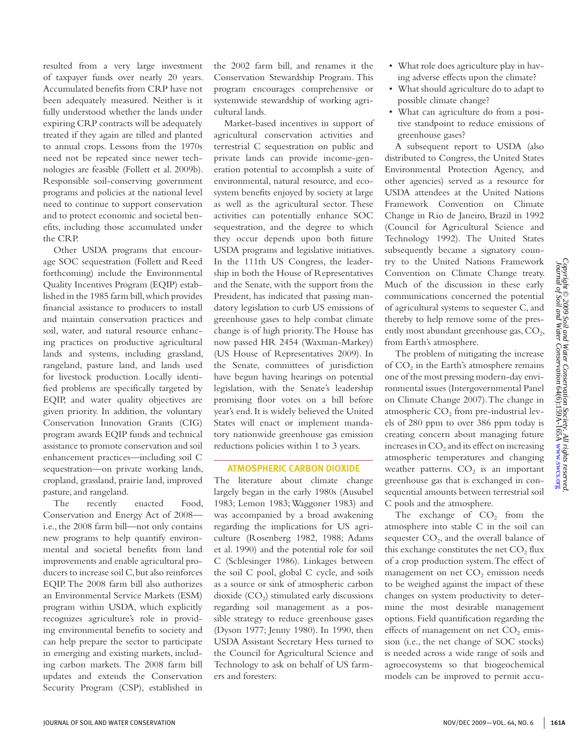resulted from a very large investment of taxpayer funds over nearly 20 years. Accumulated benefits from CRP have not been adequately measured. Neither is it fully understood whether the lands under expiring CRP contracts will be adequately treated if they again are tilled and planted to annual crops. Lessons from the 1970s need not be repeated since newer technologies are feasible (Follett et al. 2009b). Responsible soil-conserving government programs and policies at the national level need to continue to support conservation and to protect economic and societal benefits, including those accumulated under the CRP.

Other USDA programs that encourage SOC sequestration (Follett and Reed forthcoming) include the Environmental Quality Incentives Program (EQIP) established in the 1985 farm bill, which provides financial assistance to producers to install and maintain conservation practices and soil, water, and natural resource enhancing practices on productive agricultural lands and systems, including grassland, rangeland, pasture land, and lands used for livestock production. Locally identified problems are specifically targeted by EQIP, and water quality objectives are given priority. In addition, the voluntary Conservation Innovation Grants (CIG) program awards EQIP funds and technical assistance to promote conservation and soil enhancement practices—including soil C sequestration—on private working lands, cropland, grassland, prairie land, improved pasture, and rangeland.

The recently enacted Food, Conservation and Energy Act of 2008—i.e., the 2008 farm bill—not only contains new programs to help quantify environmental and societal benefits from land improvements and enable agricultural producers to increase soil C, but also reinforces EQIP. The 2008 farm bill also authorizes an Environmental Service Markets (ESM) program within USDA, which explicitly recognizes agriculture's role in providing environmental benefits to society and can help prepare the sector to participate in emerging and existing markets, including carbon markets. The 2008 farm bill updates and extends the Conservation Security Program (CSP), established in the 2002 farm bill, and renames it the Conservation Stewardship Program. This program encourages comprehensive or systemwide stewardship of working agricultural lands.

Market-based incentives in support of agricultural conservation activities and terrestrial C sequestration on public and private lands can provide income-generation potential to accomplish a suite of environmental, natural resource, and ecosystem benefits enjoyed by society at large as well as the agricultural sector. These activities can potentially enhance SOC sequestration, and the degree to which they occur depends upon both future USDA programs and legislative initiatives. In the 111th US Congress, the leadership in both the House of Representatives and the Senate, with the support from the President, has indicated that passing mandatory legislation to curb US emissions of greenhouse gases to help combat climate change is of high priority. The House has now passed HR 2454 (Waxman-Markey) (US House of Representatives 2009). In the Senate, committees of jurisdiction have begun having hearings on potential legislation, with the Senate's leadership promising floor votes on a bill before year's end. It is widely believed the United States will enact or implement mandatory nationwide greenhouse gas emission reductions policies within 1 to 3 years.

## ATMOSPHERIC CARBON DIOXIDE

The literature about climate change largely began in the early 1980s (Ausubel 1983; Lemon 1983; Waggoner 1983) and was accompanied by a broad awakening regarding the implications for US agriculture (Rosenberg 1982, 1988; Adams et al. 1990) and the potential role for soil C (Schlesinger 1986). Linkages between the soil C pool, global C cycle, and soils as a source or sink of atmospheric carbon dioxide ($CO_2$) stimulated early discussions regarding soil management as a possible strategy to reduce greenhouse gases (Dyson 1977; Jenny 1980). In 1990, then USDA Assistant Secretary Hess turned to the Council for Agricultural Science and Technology to ask on behalf of US farmers and foresters:

- What role does agriculture play in having adverse effects upon the climate?
- What should agriculture do to adapt to possible climate change?
- What can agriculture do from a positive standpoint to reduce emissions of greenhouse gases?

A subsequent report to USDA (also distributed to Congress, the United States Environmental Protection Agency, and other agencies) served as a resource for USDA attendees at the United Nations Framework Convention on Climate Change in Rio de Janeiro, Brazil in 1992 (Council for Agricultural Science and Technology 1992). The United States subsequently became a signatory country to the United Nations Framework Convention on Climate Change treaty. Much of the discussion in these early communications concerned the potential of agricultural systems to sequester C, and thereby to help remove some of the presently most abundant greenhouse gas, $CO_2$, from Earth's atmosphere.

The problem of mitigating the increase of $CO_2$ in the Earth's atmosphere remains one of the most pressing modern-day environmental issues (Intergovernmental Panel on Climate Change 2007). The change in atmospheric $CO_2$ from pre-industrial levels of 280 ppm to over 386 ppm today is creating concern about managing future increases in $CO_2$ and its effect on increasing atmospheric temperatures and changing weather patterns. $CO_2$ is an important greenhouse gas that is exchanged in consequential amounts between terrestrial soil C pools and the atmosphere.

The exchange of $CO_2$ from the atmosphere into stable C in the soil can sequester $CO_2$, and the overall balance of this exchange constitutes the net $CO_2$ flux of a crop production system. The effect of management on net $CO_2$ emission needs to be weighed against the impact of these changes on system productivity to determine the most desirable management options. Field quantification regarding the effects of management on net $CO_2$ emission (i.e., the net change of SOC stocks) is needed across a wide range of soils and agroecosystems so that biogeochemical models can be improved to permit accu-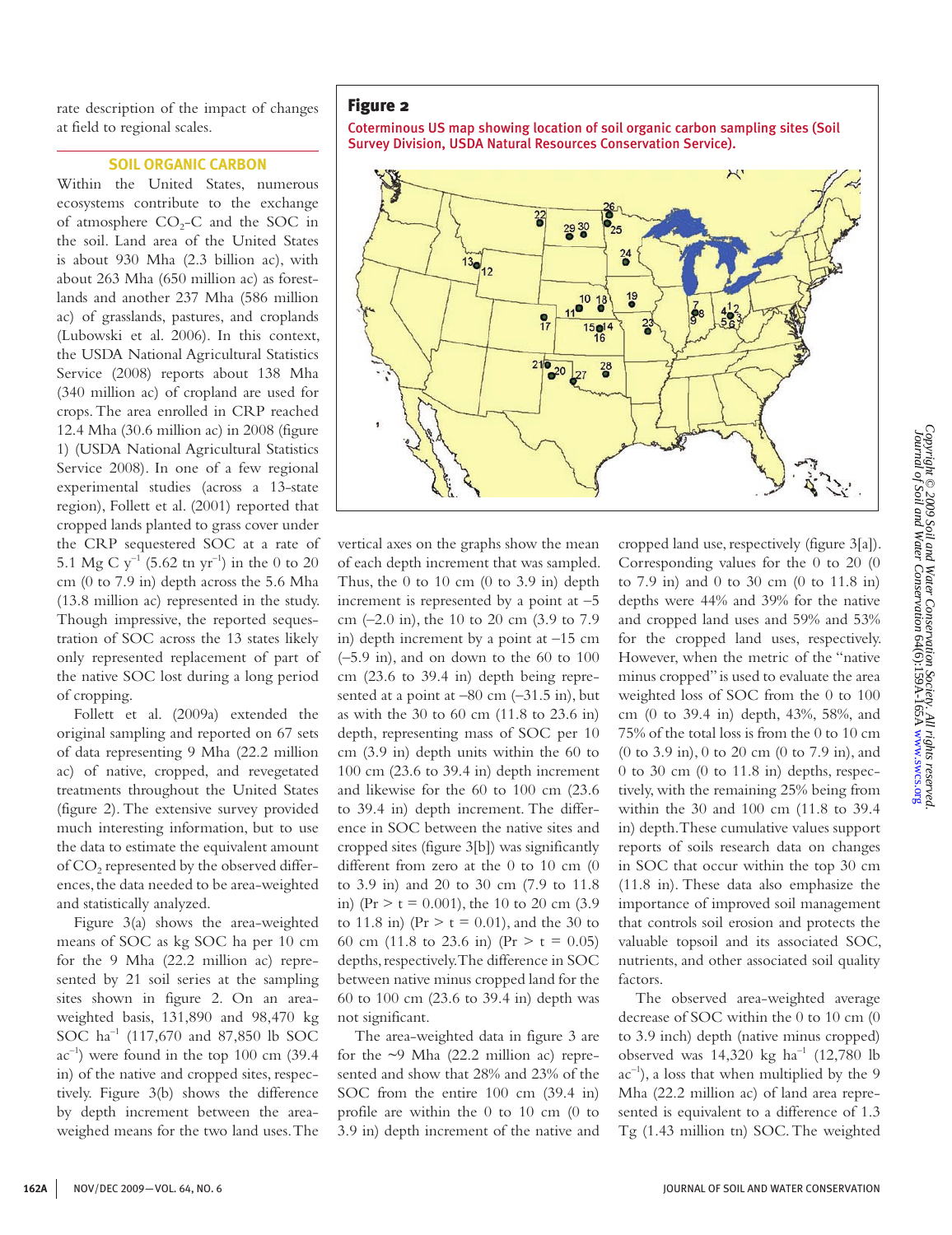rate description of the impact of changes at field to regional scales.

## SOIL ORGANIC CARBON

Within the United States, numerous ecosystems contribute to the exchange of atmosphere $CO_2$-C and the SOC in the soil. Land area of the United States is about 930 Mha (2.3 billion ac), with about 263 Mha (650 million ac) as forestlands and another 237 Mha (586 million ac) of grasslands, pastures, and croplands (Lubowski et al. 2006). In this context, the USDA National Agricultural Statistics Service (2008) reports about 138 Mha (340 million ac) of cropland are used for crops. The area enrolled in CRP reached 12.4 Mha (30.6 million ac) in 2008 (figure 1) (USDA National Agricultural Statistics Service 2008). In one of a few regional experimental studies (across a 13-state region), Follett et al. (2001) reported that cropped lands planted to grass cover under the CRP sequestered SOC at a rate of 5.1 Mg C $y^{-1}$ (5.62 tn $yr^{-1}$) in the 0 to 20 cm (0 to 7.9 in) depth across the 5.6 Mha (13.8 million ac) represented in the study. Though impressive, the reported sequestration of SOC across the 13 states likely only represented replacement of part of the native SOC lost during a long period of cropping.

Follett et al. (2009a) extended the original sampling and reported on 67 sets of data representing 9 Mha (22.2 million ac) of native, cropped, and revegetated treatments throughout the United States (figure 2). The extensive survey provided much interesting information, but to use the data to estimate the equivalent amount of $CO_2$ represented by the observed differences, the data needed to be area-weighted and statistically analyzed.

**Figure 2**

Coterminous US map showing location of soil organic carbon sampling sites (Soil Survey Division, USDA Natural Resources Conservation Service).

Figure 3(a) shows the area-weighted means of SOC as kg SOC ha per 10 cm for the 9 Mha (22.2 million ac) represented by 21 soil series at the sampling sites shown in figure 2. On an area-weighted basis, 131,890 and 98,470 kg SOC $ha^{-1}$ (117,670 and 87,850 lb SOC $ac^{-1}$) were found in the top 100 cm (39.4 in) of the native and cropped sites, respectively. Figure 3(b) shows the difference by depth increment between the area-weighed means for the two land uses. The vertical axes on the graphs show the mean of each depth increment that was sampled. Thus, the 0 to 10 cm (0 to 3.9 in) depth increment is represented by a point at –5 cm (–2.0 in), the 10 to 20 cm (3.9 to 7.9 in) depth increment by a point at –15 cm (–5.9 in), and on down to the 60 to 100 cm (23.6 to 39.4 in) depth being represented at a point at –80 cm (–31.5 in), but as with the 30 to 60 cm (11.8 to 23.6 in) depth, representing mass of SOC per 10 cm (3.9 in) depth units within the 60 to 100 cm (23.6 to 39.4 in) depth increment and likewise for the 60 to 100 cm (23.6 to 39.4 in) depth increment. The difference in SOC between the native sites and cropped sites (figure 3[b]) was significantly different from zero at the 0 to 10 cm (0 to 3.9 in) and 20 to 30 cm (7.9 to 11.8 in) ($Pr > t = 0.001$), the 10 to 20 cm (3.9 to 11.8 in) ($Pr > t = 0.01$), and the 30 to 60 cm (11.8 to 23.6 in) ($Pr > t = 0.05$) depths, respectively. The difference in SOC between native minus cropped land for the 60 to 100 cm (23.6 to 39.4 in) depth was not significant.

The area-weighted data in figure 3 are for the ~9 Mha (22.2 million ac) represented and show that 28% and 23% of the SOC from the entire 100 cm (39.4 in) profile are within the 0 to 10 cm (0 to 3.9 in) depth increment of the native and cropped land use, respectively (figure 3[a]). Corresponding values for the 0 to 20 (0 to 7.9 in) and 0 to 30 cm (0 to 11.8 in) depths were 44% and 39% for the native and cropped land uses and 59% and 53% for the cropped land uses, respectively. However, when the metric of the "native minus cropped" is used to evaluate the area weighted loss of SOC from the 0 to 100 cm (0 to 39.4 in) depth, 43%, 58%, and 75% of the total loss is from the 0 to 10 cm (0 to 3.9 in), 0 to 20 cm (0 to 7.9 in), and 0 to 30 cm (0 to 11.8 in) depths, respectively, with the remaining 25% being from within the 30 and 100 cm (11.8 to 39.4 in) depth. These cumulative values support reports of soils research data on changes in SOC that occur within the top 30 cm (11.8 in). These data also emphasize the importance of improved soil management that controls soil erosion and protects the valuable topsoil and its associated SOC, nutrients, and other associated soil quality factors.

The observed area-weighted average decrease of SOC within the 0 to 10 cm (0 to 3.9 inch) depth (native minus cropped) observed was 14,320 kg $ha^{-1}$ (12,780 lb $ac^{-1}$), a loss that when multiplied by the 9 Mha (22.2 million ac) of land area represented is equivalent to a difference of 1.3 Tg (1.43 million tn) SOC. The weighted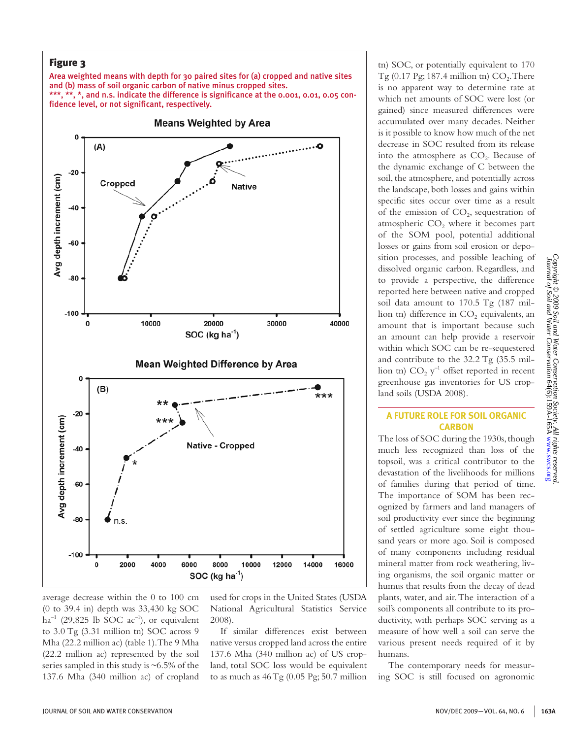**Figure 3**

Area weighted means with depth for 30 paired sites for (a) cropped and native sites and (b) mass of soil organic carbon of native minus cropped sites.
***, **, *, and n.s. indicate the difference is significance at the 0.001, 0.01, 0.05 confidence level, or not significant, respectively.

average decrease within the 0 to 100 cm (0 to 39.4 in) depth was 33,430 kg SOC $ha^{-1}$ (29,825 lb SOC $ac^{-1}$), or equivalent to 3.0 Tg (3.31 million tn) SOC across 9 Mha (22.2 million ac) (table 1). The 9 Mha (22.2 million ac) represented by the soil series sampled in this study is ~6.5% of the 137.6 Mha (340 million ac) of cropland used for crops in the United States (USDA National Agricultural Statistics Service 2008).

If similar differences exist between native versus cropped land across the entire 137.6 Mha (340 million ac) of US cropland, total SOC loss would be equivalent to as much as 46 Tg (0.05 Pg; 50.7 million tn) SOC, or potentially equivalent to 170 Tg (0.17 Pg; 187.4 million tn) $CO_2$. There is no apparent way to determine rate at which net amounts of SOC were lost (or gained) since measured differences were accumulated over many decades. Neither is it possible to know how much of the net decrease in SOC resulted from its release into the atmosphere as $CO_2$. Because of the dynamic exchange of C between the soil, the atmosphere, and potentially across the landscape, both losses and gains within specific sites occur over time as a result of the emission of $CO_2$, sequestration of atmospheric $CO_2$ where it becomes part of the SOM pool, potential additional losses or gains from soil erosion or deposition processes, and possible leaching of dissolved organic carbon. Regardless, and to provide a perspective, the difference reported here between native and cropped soil data amount to 170.5 Tg (187 million tn) difference in $CO_2$ equivalents, an amount that is important because such an amount can help provide a reservoir within which SOC can be re-sequestered and contribute to the 32.2 Tg (35.5 million tn) $CO_2$ $y^{-1}$ offset reported in recent greenhouse gas inventories for US cropland soils (USDA 2008).

## A FUTURE ROLE FOR SOIL ORGANIC CARBON

The loss of SOC during the 1930s, though much less recognized than loss of the topsoil, was a critical contributor to the devastation of the livelihoods for millions of families during that period of time. The importance of SOM has been recognized by farmers and land managers of soil productivity ever since the beginning of settled agriculture some eight thousand years or more ago. Soil is composed of many components including residual mineral matter from rock weathering, living organisms, the soil organic matter or humus that results from the decay of dead plants, water, and air. The interaction of a soil's components all contribute to its productivity, with perhaps SOC serving as a measure of how well a soil can serve the various present needs required of it by humans.

The contemporary needs for measuring SOC is still focused on agronomic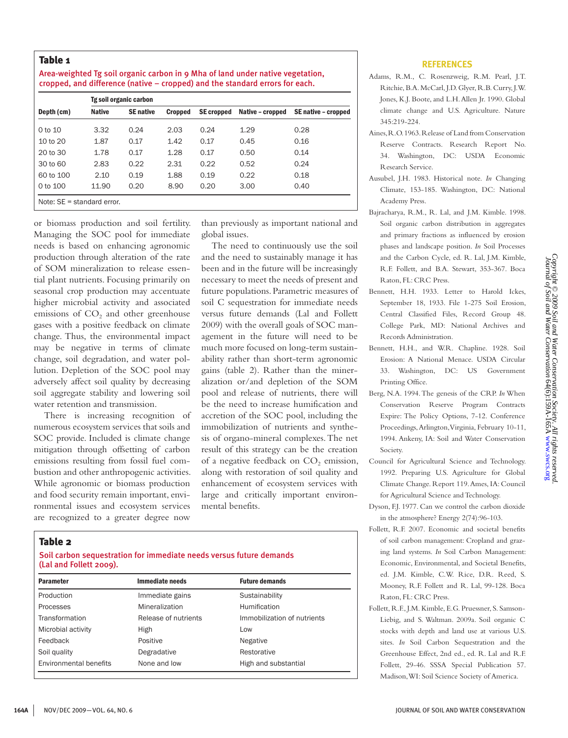**Table 1**

Area-weighted Tg soil organic carbon in 9 Mha of land under native vegetation, cropped, and difference (native – cropped) and the standard errors for each.

| Depth (cm) | Tg soil organic carbon | | | | | |
|---|---|---|---|---|---|---|
| | Native | SE native | Cropped | SE cropped | Native – cropped | SE native – cropped |
| 0 to 10 | 3.32 | 0.24 | 2.03 | 0.24 | 1.29 | 0.28 |
| 10 to 20 | 1.87 | 0.17 | 1.42 | 0.17 | 0.45 | 0.16 |
| 20 to 30 | 1.78 | 0.17 | 1.28 | 0.17 | 0.50 | 0.14 |
| 30 to 60 | 2.83 | 0.22 | 2.31 | 0.22 | 0.52 | 0.24 |
| 60 to 100 | 2.10 | 0.19 | 1.88 | 0.19 | 0.22 | 0.18 |
| 0 to 100 | 11.90 | 0.20 | 8.90 | 0.20 | 3.00 | 0.40 |

Note: SE = standard error.

or biomass production and soil fertility. Managing the SOC pool for immediate needs is based on enhancing agronomic production through alteration of the rate of SOM mineralization to release essential plant nutrients. Focusing primarily on seasonal crop production may accentuate higher microbial activity and associated emissions of $CO_2$ and other greenhouse gases with a positive feedback on climate change. Thus, the environmental impact may be negative in terms of climate change, soil degradation, and water pollution. Depletion of the SOC pool may adversely affect soil quality by decreasing soil aggregate stability and lowering soil water retention and transmission.

There is increasing recognition of numerous ecosystem services that soils and SOC provide. Included is climate change mitigation through offsetting of carbon emissions resulting from fossil fuel combustion and other anthropogenic activities. While agronomic or biomass production and food security remain important, environmental issues and ecosystem services are recognized to a greater degree now than previously as important national and global issues.

The need to continuously use the soil and the need to sustainably manage it has been and in the future will be increasingly necessary to meet the needs of present and future populations. Parametric measures of soil C sequestration for immediate needs versus future demands (Lal and Follett 2009) with the overall goals of SOC management in the future will need to be much more focused on long-term sustainability rather than short-term agronomic gains (table 2). Rather than the mineralization or/and depletion of the SOM pool and release of nutrients, there will be the need to increase humification and accretion of the SOC pool, including the immobilization of nutrients and synthesis of organo-mineral complexes. The net result of this strategy can be the creation of a negative feedback on $CO_2$ emission, along with restoration of soil quality and enhancement of ecosystem services with large and critically important environmental benefits.

**Table 2**

Soil carbon sequestration for immediate needs versus future demands (Lal and Follett 2009).

| Parameter | Immediate needs | Future demands |
|---|---|---|
| Production | Immediate gains | Sustainability |
| Processes | Mineralization | Humification |
| Transformation | Release of nutrients | Immobilization of nutrients |
| Microbial activity | High | Low |
| Feedback | Positive | Negative |
| Soil quality | Degradative | Restorative |
| Environmental benefits | None and low | High and substantial |

## REFERENCES

Adams, R.M., C. Rosenzweig, R.M. Pearl, J.T. Ritchie, B.A. McCarl, J.D. Glyer, R.B. Curry, J.W. Jones, K.J. Boote, and L.H. Allen Jr. 1990. Global climate change and U.S. Agriculture. Nature 345:219-224.

Aines, R.O. 1963. Release of Land from Conservation Reserve Contracts. Research Report No. 34. Washington, DC: USDA Economic Research Service.

Ausubel, J.H. 1983. Historical note. *In* Changing Climate, 153-185. Washington, DC: National Academy Press.

Bajracharya, R.M., R. Lal, and J.M. Kimble. 1998. Soil organic carbon distribution in aggregates and primary fractions as influenced by erosion phases and landscape position. *In* Soil Processes and the Carbon Cycle, ed. R. Lal, J.M. Kimble, R.F. Follett, and B.A. Stewart, 353-367. Boca Raton, FL: CRC Press.

Bennett, H.H. 1933. Letter to Harold Ickes, September 18, 1933. File 1-275 Soil Erosion, Central Classified Files, Record Group 48. College Park, MD: National Archives and Records Administration.

Bennett, H.H., and W.R. Chapline. 1928. Soil Erosion: A National Menace. USDA Circular 33. Washington, DC: US Government Printing Office.

Berg, N.A. 1994. The genesis of the CRP. *In* When Conservation Reserve Program Contracts Expire: The Policy Options, 7-12. Conference Proceedings, Arlington, Virginia, February 10-11, 1994. Ankeny, IA: Soil and Water Conservation Society.

Council for Agricultural Science and Technology. 1992. Preparing U.S. Agriculture for Global Climate Change. Report 119. Ames, IA: Council for Agricultural Science and Technology.

Dyson, F.J. 1977. Can we control the carbon dioxide in the atmosphere? Energy 2(74):96-103.

Follett, R.F. 2007. Economic and societal benefits of soil carbon management: Cropland and grazing land systems. *In* Soil Carbon Management: Economic, Environmental, and Societal Benefits, ed. J.M. Kimble, C.W. Rice, D.R. Reed, S. Mooney, R.F. Follett and R. Lal, 99-128. Boca Raton, FL: CRC Press.

Follett, R.F., J.M. Kimble, E.G. Pruessner, S. Samson-Liebig, and S. Waltman. 2009a. Soil organic C stocks with depth and land use at various U.S. sites. *In* Soil Carbon Sequestration and the Greenhouse Effect, 2nd ed., ed. R. Lal and R.F. Follett, 29-46. SSSA Special Publication 57. Madison, WI: Soil Science Society of America.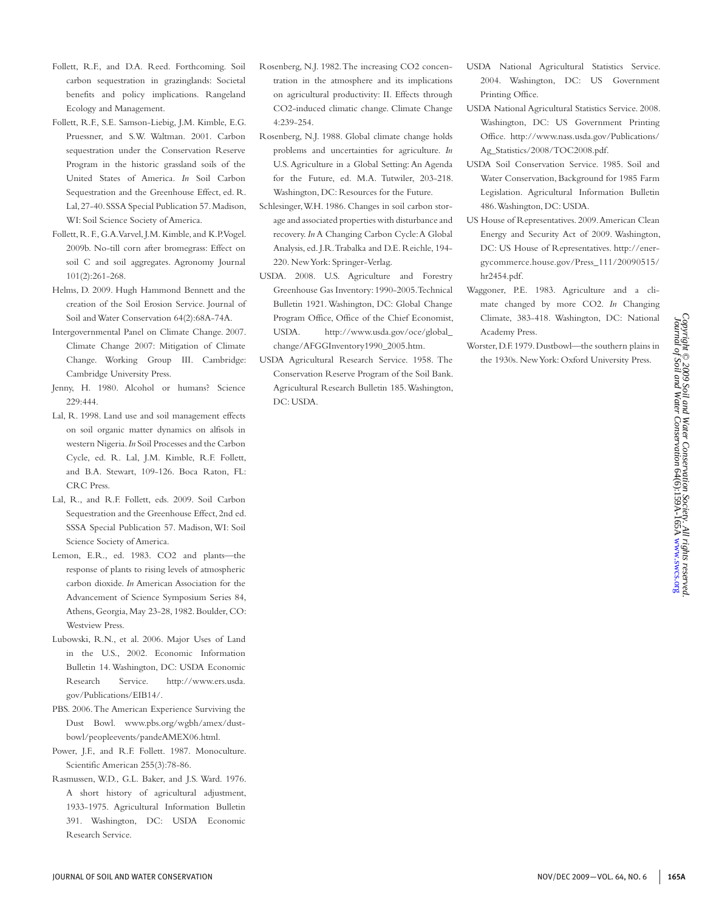Follett, R.F., and D.A. Reed. Forthcoming. Soil carbon sequestration in grazinglands: Societal benefits and policy implications. Rangeland Ecology and Management.

Follett, R.F., S.E. Samson-Liebig, J.M. Kimble, E.G. Pruessner, and S.W. Waltman. 2001. Carbon sequestration under the Conservation Reserve Program in the historic grassland soils of the United States of America. *In* Soil Carbon Sequestration and the Greenhouse Effect, ed. R. Lal, 27-40. SSSA Special Publication 57. Madison, WI: Soil Science Society of America.

Follett, R. F., G.A. Varvel, J.M. Kimble, and K.P. Vogel. 2009b. No-till corn after bromegrass: Effect on soil C and soil aggregates. Agronomy Journal 101(2):261-268.

Helms, D. 2009. Hugh Hammond Bennett and the creation of the Soil Erosion Service. Journal of Soil and Water Conservation 64(2):68A-74A.

Intergovernmental Panel on Climate Change. 2007. Climate Change 2007: Mitigation of Climate Change. Working Group III. Cambridge: Cambridge University Press.

Jenny, H. 1980. Alcohol or humans? Science 229:444.

Lal, R. 1998. Land use and soil management effects on soil organic matter dynamics on alfisols in western Nigeria. *In* Soil Processes and the Carbon Cycle, ed. R. Lal, J.M. Kimble, R.F. Follett, and B.A. Stewart, 109-126. Boca Raton, FL: CRC Press.

Lal, R., and R.F. Follett, eds. 2009. Soil Carbon Sequestration and the Greenhouse Effect, 2nd ed. SSSA Special Publication 57. Madison, WI: Soil Science Society of America.

Lemon, E.R., ed. 1983. CO2 and plants—the response of plants to rising levels of atmospheric carbon dioxide. *In* American Association for the Advancement of Science Symposium Series 84, Athens, Georgia, May 23-28, 1982. Boulder, CO: Westview Press.

Lubowski, R.N., et al. 2006. Major Uses of Land in the U.S., 2002. Economic Information Bulletin 14. Washington, DC: USDA Economic Research Service. http://www.ers.usda.gov/Publications/EIB14/.

PBS. 2006. The American Experience Surviving the Dust Bowl. www.pbs.org/wgbh/amex/dustbowl/peopleevents/pandeAMEX06.html.

Power, J.F., and R.F. Follett. 1987. Monoculture. Scientific American 255(3):78-86.

Rasmussen, W.D., G.L. Baker, and J.S. Ward. 1976. A short history of agricultural adjustment, 1933-1975. Agricultural Information Bulletin 391. Washington, DC: USDA Economic Research Service.

Rosenberg, N.J. 1982. The increasing CO2 concentration in the atmosphere and its implications on agricultural productivity: II. Effects through CO2-induced climatic change. Climate Change 4:239-254.

Rosenberg, N.J. 1988. Global climate change holds problems and uncertainties for agriculture. *In* U.S. Agriculture in a Global Setting: An Agenda for the Future, ed. M.A. Tutwiler, 203-218. Washington, DC: Resources for the Future.

Schlesinger, W.H. 1986. Changes in soil carbon storage and associated properties with disturbance and recovery. *In* A Changing Carbon Cycle: A Global Analysis, ed. J.R. Trabalka and D.E. Reichle, 194-220. New York: Springer-Verlag.

USDA. 2008. U.S. Agriculture and Forestry Greenhouse Gas Inventory: 1990-2005. Technical Bulletin 1921. Washington, DC: Global Change Program Office, Office of the Chief Economist, USDA. http://www.usda.gov/oce/global_change/AFGGInventory1990_2005.htm.

USDA Agricultural Research Service. 1958. The Conservation Reserve Program of the Soil Bank. Agricultural Research Bulletin 185. Washington, DC: USDA.

USDA National Agricultural Statistics Service. 2004. Washington, DC: US Government Printing Office.

USDA National Agricultural Statistics Service. 2008. Washington, DC: US Government Printing Office. http://www.nass.usda.gov/Publications/Ag_Statistics/2008/TOC2008.pdf.

USDA Soil Conservation Service. 1985. Soil and Water Conservation, Background for 1985 Farm Legislation. Agricultural Information Bulletin 486. Washington, DC: USDA.

US House of Representatives. 2009. American Clean Energy and Security Act of 2009. Washington, DC: US House of Representatives. http://energycommerce.house.gov/Press_111/20090515/hr2454.pdf.

Waggoner, P.E. 1983. Agriculture and a climate changed by more CO2. *In* Changing Climate, 383-418. Washington, DC: National Academy Press.

Worster, D.F. 1979. Dustbowl—the southern plains in the 1930s. New York: Oxford University Press.